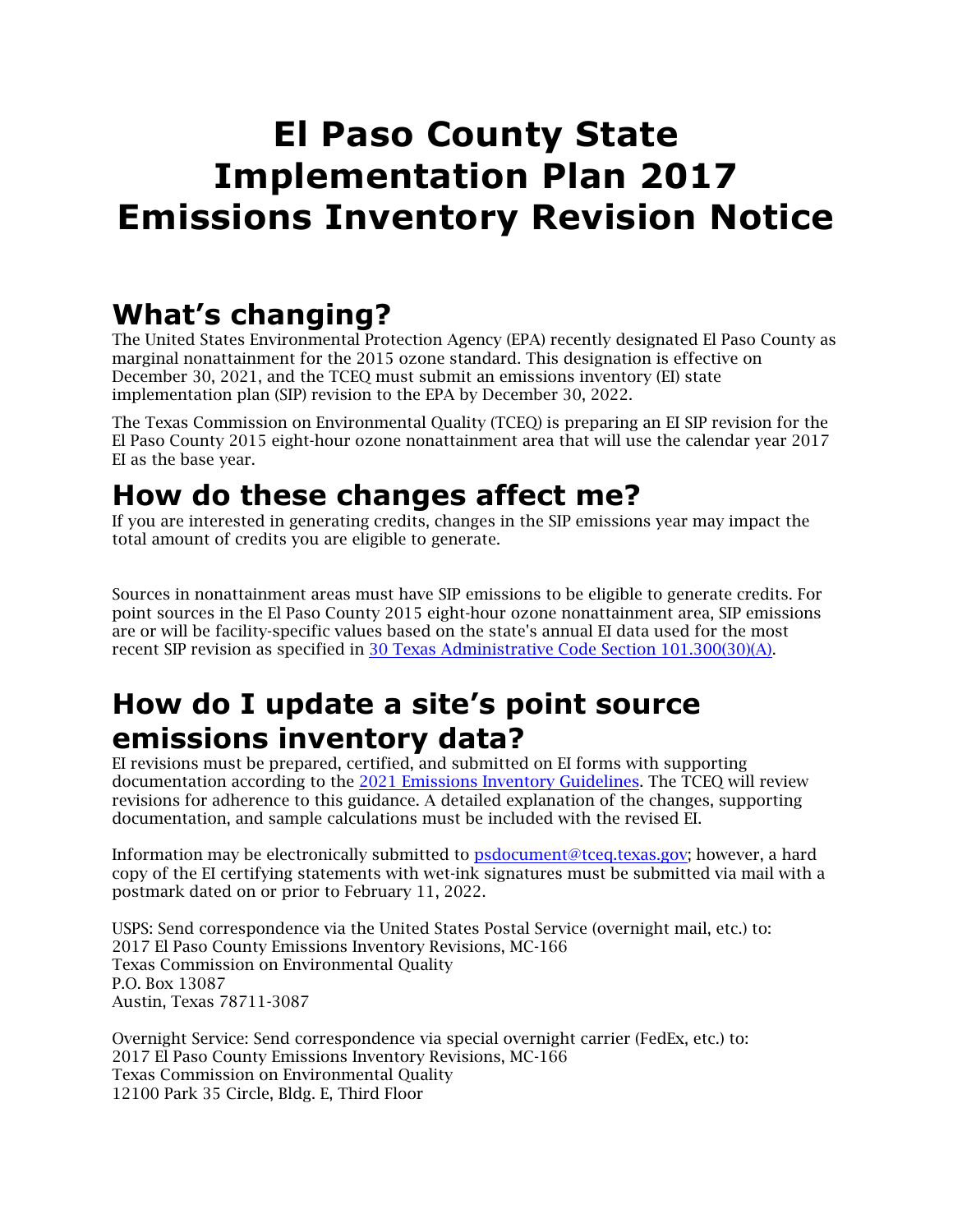# El Paso County State Implementation Plan 2017 Emissions Inventory Revision Notice

## What's changing?

The United States Environmental Protection Agency (EPA) recently designated El Paso County as marginal nonattainment for the 2015 ozone standard. This designation is effective on December 30, 2021, and the TCEQ must submit an emissions inventory (EI) state implementation plan (SIP) revision to the EPA by December 30, 2022.

The Texas Commission on Environmental Quality (TCEQ) is preparing an EI SIP revision for the El Paso County 2015 eight-hour ozone nonattainment area that will use the calendar year 2017 EI as the base year.

## How do these changes affect me?

If you are interested in generating credits, changes in the SIP emissions year may impact the total amount of credits you are eligible to generate.

Sources in nonattainment areas must have SIP emissions to be eligible to generate credits. For point sources in the El Paso County 2015 eight-hour ozone nonattainment area, SIP emissions are or will be facility-specific values based on the state's annual EI data used for the most recent SIP revision as specified in [30 Texas Administrative Code Section 101.300(30)(A)](30 Texas Administrative Code Section 101.300(30)(A)).

## How do I update a site's point source emissions inventory data?

EI revisions must be prepared, certified, and submitted on EI forms with supporting documentation according to the [2021 Emissions Inventory Guidelines](2021 Emissions Inventory Guidelines). The TCEQ will review revisions for adherence to this guidance. A detailed explanation of the changes, supporting documentation, and sample calculations must be included with the revised EI.

Information may be electronically submitted to [psdocument@tceq.texas.gov](mailto:psdocument@tceq.texas.gov); however, a hard copy of the EI certifying statements with wet-ink signatures must be submitted via mail with a postmark dated on or prior to February 11, 2022.

USPS: Send correspondence via the United States Postal Service (overnight mail, etc.) to:
2017 El Paso County Emissions Inventory Revisions, MC-166
Texas Commission on Environmental Quality
P.O. Box 13087
Austin, Texas 78711-3087

Overnight Service: Send correspondence via special overnight carrier (FedEx, etc.) to:
2017 El Paso County Emissions Inventory Revisions, MC-166
Texas Commission on Environmental Quality
12100 Park 35 Circle, Bldg. E, Third Floor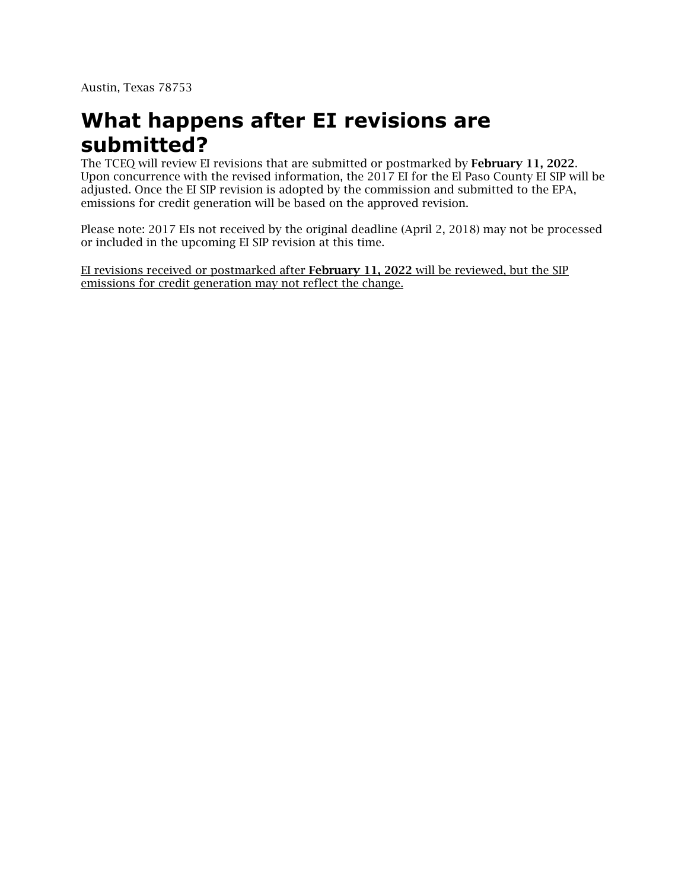Austin, Texas 78753

# What happens after EI revisions are submitted?

The TCEQ will review EI revisions that are submitted or postmarked by **February 11, 2022**. Upon concurrence with the revised information, the 2017 EI for the El Paso County EI SIP will be adjusted. Once the EI SIP revision is adopted by the commission and submitted to the EPA, emissions for credit generation will be based on the approved revision.

Please note: 2017 EIs not received by the original deadline (April 2, 2018) may not be processed or included in the upcoming EI SIP revision at this time.

<u>EI revisions received or postmarked after **February 11, 2022** will be reviewed, but the SIP emissions for credit generation may not reflect the change.</u>